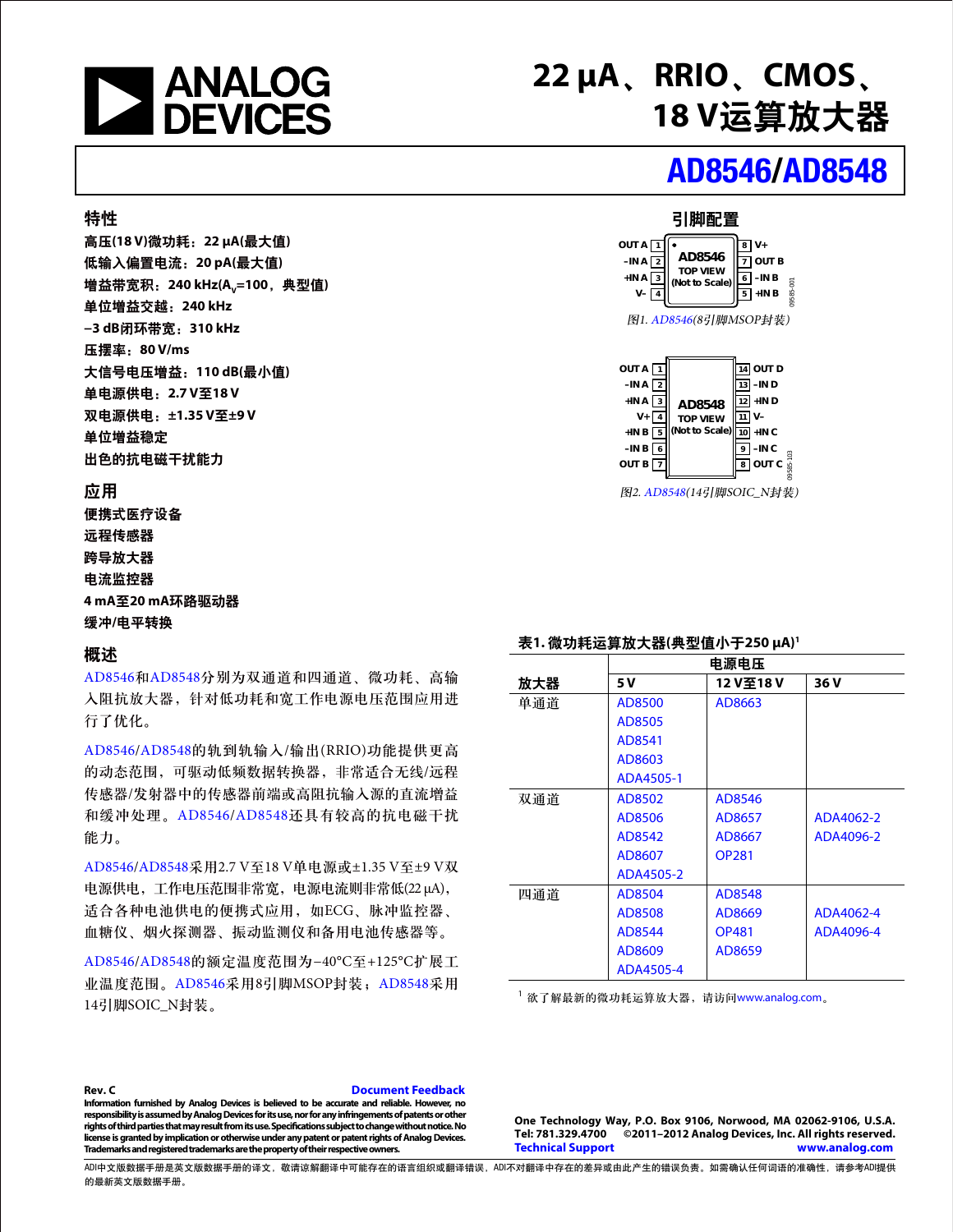# 22 μA、RRIO、CMOS、18 V运算放大器

# AD8546/AD8548

## 特性

高压(18 V)微功耗：22 μA(最大值)
低输入偏置电流：20 pA(最大值)
增益带宽积：240 kHz($A_V$=100，典型值)
单位增益交越：240 kHz
−3 dB闭环带宽：310 kHz
压摆率：80 V/ms
大信号电压增益：110 dB(最小值)
单电源供电：2.7 V至18 V
双电源供电：±1.35 V至±9 V
单位增益稳定
出色的抗电磁干扰能力

## 应用

便携式医疗设备
远程传感器
跨导放大器
电流监控器
4 mA至20 mA环路驱动器
缓冲/电平转换

## 概述

AD8546和AD8548分别为双通道和四通道、微功耗、高输入阻抗放大器，针对低功耗和宽工作电源电压范围应用进行了优化。

AD8546/AD8548的轨到轨输入/输出(RRIO)功能提供更高的动态范围，可驱动低频数据转换器，非常适合无线/远程传感器/发射器中的传感器前端或高阻抗输入源的直流增益和缓冲处理。AD8546/AD8548还具有较高的抗电磁干扰能力。

AD8546/AD8548采用2.7 V至18 V单电源或±1.35 V至±9 V双电源供电，工作电压范围非常宽，电源电流则非常低(22 μA)，适合各种电池供电的便携式应用，如ECG、脉冲监控器、血糖仪、烟火探测器、振动监测仪和备用电池传感器等。

AD8546/AD8548的额定温度范围为−40°C至+125°C扩展工业温度范围。AD8546采用8引脚MSOP封装；AD8548采用14引脚SOIC_N封装。

## 引脚配置

AD8546 TOP VIEW (Not to Scale)
OUT A 1, −IN A 2, +IN A 3, V− 4, +IN B 5, −IN B 6, OUT B 7, V+ 8

图1. AD8546(8引脚MSOP封装)

AD8548 TOP VIEW (Not to Scale)
OUT A 1, −IN A 2, +IN A 3, V+ 4, +IN B 5, −IN B 6, OUT B 7, OUT C 8, −IN C 9, +IN C 10, V− 11, +IN D 12, −IN D 13, OUT D 14

图2. AD8548(14引脚SOIC_N封装)

**表1. 微功耗运算放大器(典型值小于250 μA)[1]**

| 放大器 | 电源电压 | | |
|---|---|---|---|
| | 5 V | 12 V至18 V | 36 V |
| 单通道 | AD8500 | AD8663 | |
| | AD8505 | | |
| | AD8541 | | |
| | AD8603 | | |
| | ADA4505-1 | | |
| 双通道 | AD8502 | AD8546 | |
| | AD8506 | AD8657 | ADA4062-2 |
| | AD8542 | AD8667 | ADA4096-2 |
| | AD8607 | OP281 | |
| | ADA4505-2 | | |
| 四通道 | AD8504 | AD8548 | |
| | AD8508 | AD8669 | ADA4062-4 |
| | AD8544 | OP481 | ADA4096-4 |
| | AD8609 | AD8659 | |
| | ADA4505-4 | | |

[1] 欲了解最新的微功耗运算放大器，请访问www.analog.com。

Rev. C
Document Feedback
Information furnished by Analog Devices is believed to be accurate and reliable. However, no responsibility is assumed by Analog Devices for its use, nor for any infringements of patents or other rights of third parties that may result from its use. Specifications subject to change without notice. No license is granted by implication or otherwise under any patent or patent rights of Analog Devices. Trademarks and registered trademarks are the property of their respective owners.

One Technology Way, P.O. Box 9106, Norwood, MA 02062-9106, U.S.A.
Tel: 781.329.4700 ©2011–2012 Analog Devices, Inc. All rights reserved.
Technical Support www.analog.com

ADI中文版数据手册是英文版数据手册的译文，敬请谅解翻译中可能存在的语言组织或翻译错误，ADI不对翻译中存在的差异或由此产生的错误负责。如需确认任何词语的准确性，请参考ADI提供的最新英文版数据手册。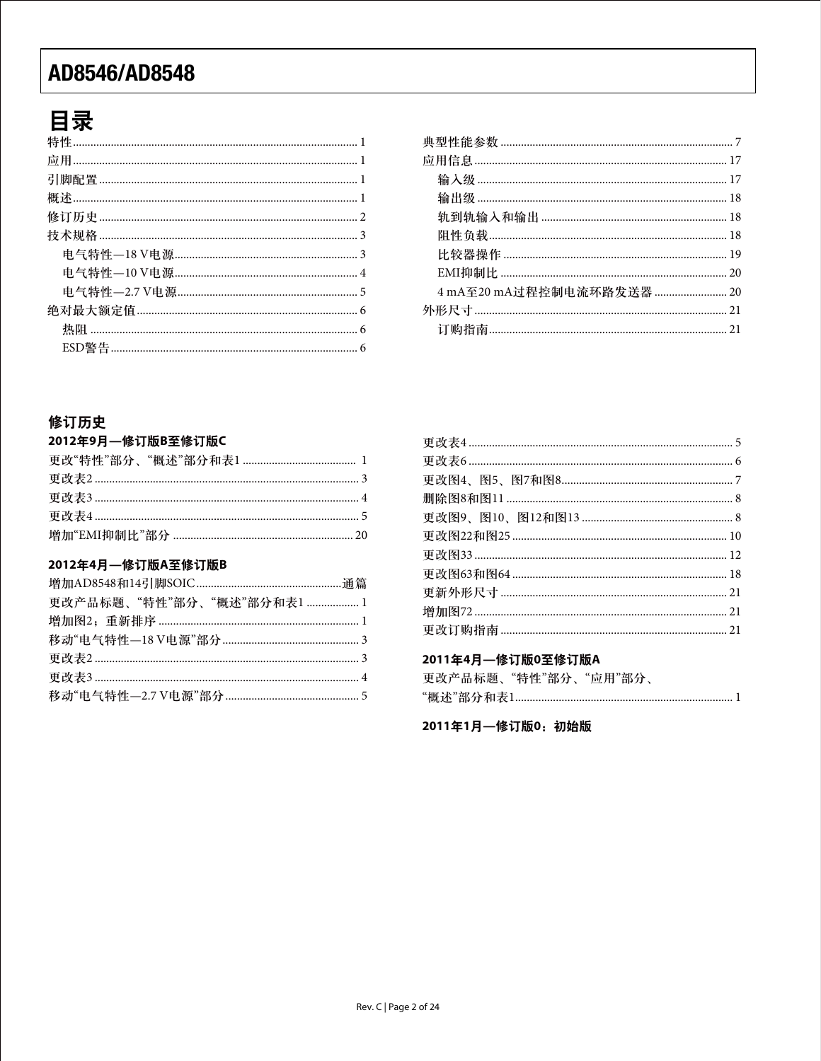## 目录

特性 ........ 1
应用 ........ 1
引脚配置 ........ 1
概述 ........ 1
修订历史 ........ 2
技术规格 ........ 3
  电气特性—18 V电源 ........ 3
  电气特性—10 V电源 ........ 4
  电气特性—2.7 V电源 ........ 5
绝对最大额定值 ........ 6
  热阻 ........ 6
  ESD警告 ........ 6
典型性能参数 ........ 7
应用信息 ........ 17
  输入级 ........ 17
  输出级 ........ 18
  轨到轨输入和输出 ........ 18
  阻性负载 ........ 18
  比较器操作 ........ 19
  EMI抑制比 ........ 20
  4 mA至20 mA过程控制电流环路发送器 ........ 20
外形尺寸 ........ 21
  订购指南 ........ 21

## 修订历史

### 2012年9月—修订版B至修订版C

更改“特性”部分、“概述”部分和表1 ........ 1
更改表2 ........ 3
更改表3 ........ 4
更改表4 ........ 5
增加“EMI抑制比”部分 ........ 20

### 2012年4月—修订版A至修订版B

增加AD8548和14引脚SOIC ........ 通篇
更改产品标题、“特性”部分、“概述”部分和表1 ........ 1
增加图2；重新排序 ........ 1
移动“电气特性—18 V电源”部分 ........ 3
更改表2 ........ 3
更改表3 ........ 4
移动“电气特性—2.7 V电源”部分 ........ 5
更改表4 ........ 5
更改表6 ........ 6
更改图4、图5、图7和图8 ........ 7
删除图8和图11 ........ 8
更改图9、图10、图12和图13 ........ 8
更改图22和图25 ........ 10
更改图33 ........ 12
更改图63和图64 ........ 18
更新外形尺寸 ........ 21
增加图72 ........ 21
更改订购指南 ........ 21

### 2011年4月—修订版0至修订版A

更改产品标题、“特性”部分、“应用”部分、“概述”部分和表1 ........ 1

### 2011年1月—修订版0：初始版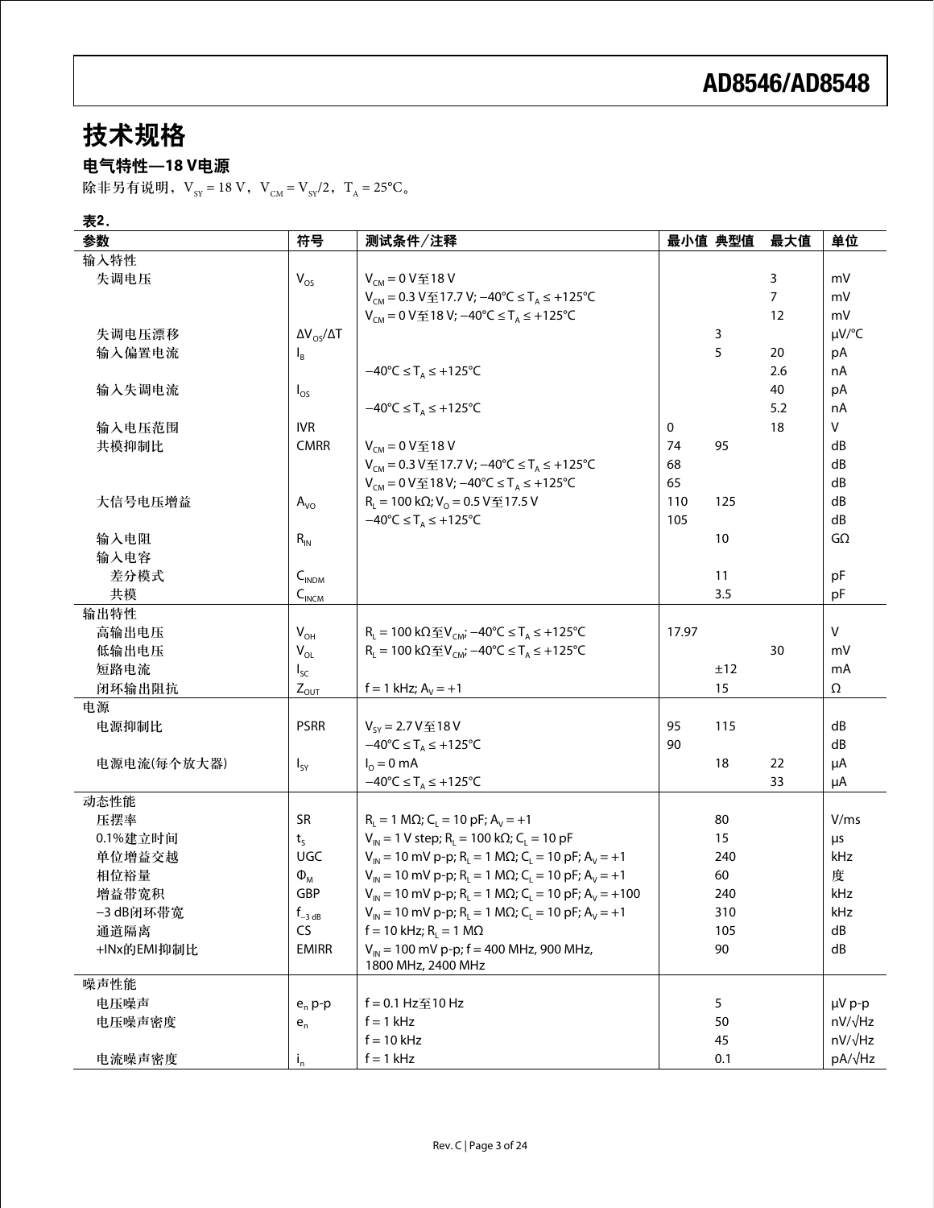# 技术规格

## 电气特性—18 V电源

除非另有说明，$V_{SY}$ = 18 V，$V_{CM}$ = $V_{SY}$/2，$T_A$ = 25°C。

**表2.**

| 参数 | 符号 | 测试条件/注释 | 最小值 | 典型值 | 最大值 | 单位 |
|---|---|---|---|---|---|---|
| 输入特性 | | | | | | |
| 失调电压 | $V_{OS}$ | $V_{CM}$ = 0 V至18 V | | | 3 | mV |
| | | $V_{CM}$ = 0.3 V至17.7 V; −40°C ≤ $T_A$ ≤ +125°C | | | 7 | mV |
| | | $V_{CM}$ = 0 V至18 V; −40°C ≤ $T_A$ ≤ +125°C | | | 12 | mV |
| 失调电压漂移 | $\Delta V_{OS}/\Delta T$ | | | 3 | | µV/°C |
| 输入偏置电流 | $I_B$ | | | 5 | 20 | pA |
| | | −40°C ≤ $T_A$ ≤ +125°C | | | 2.6 | nA |
| 输入失调电流 | $I_{OS}$ | | | | 40 | pA |
| | | −40°C ≤ $T_A$ ≤ +125°C | | | 5.2 | nA |
| 输入电压范围 | IVR | | 0 | | 18 | V |
| 共模抑制比 | CMRR | $V_{CM}$ = 0 V至18 V | 74 | 95 | | dB |
| | | $V_{CM}$ = 0.3 V至17.7 V; −40°C ≤ $T_A$ ≤ +125°C | 68 | | | dB |
| | | $V_{CM}$ = 0 V至18 V; −40°C ≤ $T_A$ ≤ +125°C | 65 | | | dB |
| 大信号电压增益 | $A_{VO}$ | $R_L$ = 100 kΩ; $V_O$ = 0.5 V至17.5 V | 110 | 125 | | dB |
| | | −40°C ≤ $T_A$ ≤ +125°C | 105 | | | dB |
| 输入电阻 | $R_{IN}$ | | | 10 | | GΩ |
| 输入电容 | | | | | | |
| 差分模式 | $C_{INDM}$ | | | 11 | | pF |
| 共模 | $C_{INCM}$ | | | 3.5 | | pF |
| 输出特性 | | | | | | |
| 高输出电压 | $V_{OH}$ | $R_L$ = 100 kΩ至$V_{CM}$; −40°C ≤ $T_A$ ≤ +125°C | 17.97 | | | V |
| 低输出电压 | $V_{OL}$ | $R_L$ = 100 kΩ至$V_{CM}$; −40°C ≤ $T_A$ ≤ +125°C | | | 30 | mV |
| 短路电流 | $I_{SC}$ | | | ±12 | | mA |
| 闭环输出阻抗 | $Z_{OUT}$ | f = 1 kHz; $A_V$ = +1 | | 15 | | Ω |
| 电源 | | | | | | |
| 电源抑制比 | PSRR | $V_{SY}$ = 2.7 V至18 V | 95 | 115 | | dB |
| | | −40°C ≤ $T_A$ ≤ +125°C | 90 | | | dB |
| 电源电流(每个放大器) | $I_{SY}$ | $I_O$ = 0 mA | | 18 | 22 | µA |
| | | −40°C ≤ $T_A$ ≤ +125°C | | | 33 | µA |
| 动态性能 | | | | | | |
| 压摆率 | SR | $R_L$ = 1 MΩ; $C_L$ = 10 pF; $A_V$ = +1 | | 80 | | V/ms |
| 0.1%建立时间 | $t_S$ | $V_{IN}$ = 1 V step; $R_L$ = 100 kΩ; $C_L$ = 10 pF | | 15 | | µs |
| 单位增益交越 | UGC | $V_{IN}$ = 10 mV p-p; $R_L$ = 1 MΩ; $C_L$ = 10 pF; $A_V$ = +1 | | 240 | | kHz |
| 相位裕量 | $\Phi_M$ | $V_{IN}$ = 10 mV p-p; $R_L$ = 1 MΩ; $C_L$ = 10 pF; $A_V$ = +1 | | 60 | | 度 |
| 增益带宽积 | GBP | $V_{IN}$ = 10 mV p-p; $R_L$ = 1 MΩ; $C_L$ = 10 pF; $A_V$ = +100 | | 240 | | kHz |
| −3 dB闭环带宽 | $f_{-3 dB}$ | $V_{IN}$ = 10 mV p-p; $R_L$ = 1 MΩ; $C_L$ = 10 pF; $A_V$ = +1 | | 310 | | kHz |
| 通道隔离 | CS | f = 10 kHz; $R_L$ = 1 MΩ | | 105 | | dB |
| +INx的EMI抑制比 | EMIRR | $V_{IN}$ = 100 mV p-p; f = 400 MHz, 900 MHz, 1800 MHz, 2400 MHz | | 90 | | dB |
| 噪声性能 | | | | | | |
| 电压噪声 | $e_n$ p-p | f = 0.1 Hz至10 Hz | | 5 | | µV p-p |
| 电压噪声密度 | $e_n$ | f = 1 kHz | | 50 | | nV/√Hz |
| | | f = 10 kHz | | 45 | | nV/√Hz |
| 电流噪声密度 | $i_n$ | f = 1 kHz | | 0.1 | | pA/√Hz |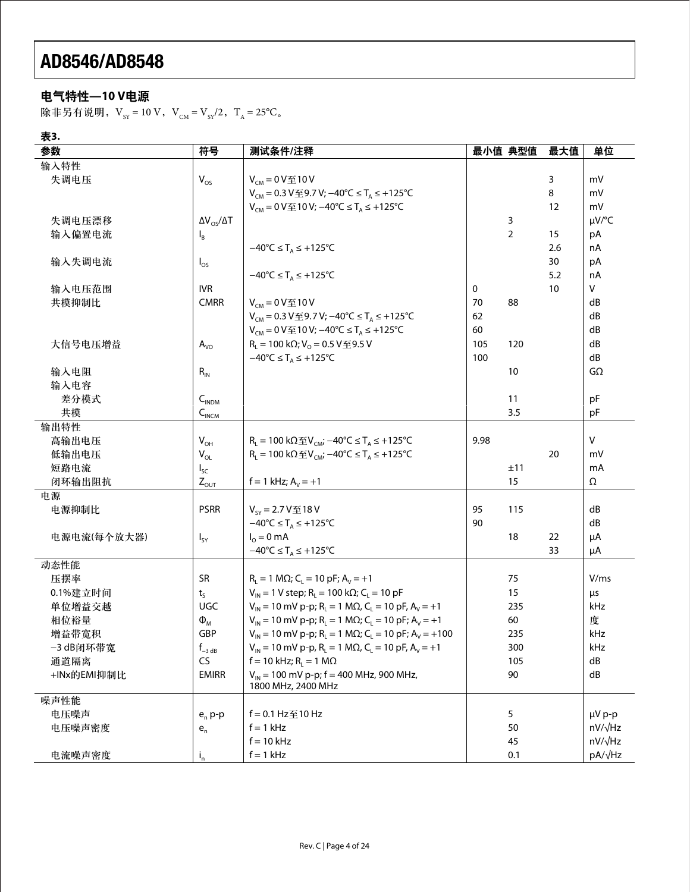## 电气特性—10 V电源

除非另有说明，$V_{SY}$ = 10 V，$V_{CM}$ = $V_{SY}$/2，$T_A$ = 25°C。

**表3.**

| 参数 | 符号 | 测试条件/注释 | 最小值 | 典型值 | 最大值 | 单位 |
|---|---|---|---|---|---|---|
| 输入特性 | | | | | | |
| 失调电压 | $V_{OS}$ | $V_{CM}$ = 0 V至10 V | | | 3 | mV |
| | | $V_{CM}$ = 0.3 V至9.7 V; −40°C ≤ $T_A$ ≤ +125°C | | | 8 | mV |
| | | $V_{CM}$ = 0 V至10 V; −40°C ≤ $T_A$ ≤ +125°C | | | 12 | mV |
| 失调电压漂移 | $\Delta V_{OS}/\Delta T$ | | | 3 | | μV/°C |
| 输入偏置电流 | $I_B$ | | | 2 | 15 | pA |
| | | −40°C ≤ $T_A$ ≤ +125°C | | | 2.6 | nA |
| 输入失调电流 | $I_{OS}$ | | | | 30 | pA |
| | | −40°C ≤ $T_A$ ≤ +125°C | | | 5.2 | nA |
| 输入电压范围 | IVR | | 0 | | 10 | V |
| 共模抑制比 | CMRR | $V_{CM}$ = 0 V至10 V | 70 | 88 | | dB |
| | | $V_{CM}$ = 0.3 V至9.7 V; −40°C ≤ $T_A$ ≤ +125°C | 62 | | | dB |
| | | $V_{CM}$ = 0 V至10 V; −40°C ≤ $T_A$ ≤ +125°C | 60 | | | dB |
| 大信号电压增益 | $A_{VO}$ | $R_L$ = 100 kΩ; $V_O$ = 0.5 V至9.5 V | 105 | 120 | | dB |
| | | −40°C ≤ $T_A$ ≤ +125°C | 100 | | | dB |
| 输入电阻 | $R_{IN}$ | | | 10 | | GΩ |
| 输入电容 | | | | | | |
| 差分模式 | $C_{INDM}$ | | | 11 | | pF |
| 共模 | $C_{INCM}$ | | | 3.5 | | pF |
| 输出特性 | | | | | | |
| 高输出电压 | $V_{OH}$ | $R_L$ = 100 kΩ至$V_{CM}$; −40°C ≤ $T_A$ ≤ +125°C | 9.98 | | | V |
| 低输出电压 | $V_{OL}$ | $R_L$ = 100 kΩ至$V_{CM}$; −40°C ≤ $T_A$ ≤ +125°C | | | 20 | mV |
| 短路电流 | $I_{SC}$ | | | ±11 | | mA |
| 闭环输出阻抗 | $Z_{OUT}$ | f = 1 kHz; $A_V$ = +1 | | 15 | | Ω |
| 电源 | | | | | | |
| 电源抑制比 | PSRR | $V_{SY}$ = 2.7 V至18 V | 95 | 115 | | dB |
| | | −40°C ≤ $T_A$ ≤ +125°C | 90 | | | dB |
| 电源电流(每个放大器) | $I_{SY}$ | $I_O$ = 0 mA | | 18 | 22 | μA |
| | | −40°C ≤ $T_A$ ≤ +125°C | | | 33 | μA |
| 动态性能 | | | | | | |
| 压摆率 | SR | $R_L$ = 1 MΩ; $C_L$ = 10 pF; $A_V$ = +1 | | 75 | | V/ms |
| 0.1%建立时间 | $t_S$ | $V_{IN}$ = 1 V step; $R_L$ = 100 kΩ; $C_L$ = 10 pF | | 15 | | μs |
| 单位增益交越 | UGC | $V_{IN}$ = 10 mV p-p; $R_L$ = 1 MΩ, $C_L$ = 10 pF, $A_V$ = +1 | | 235 | | kHz |
| 相位裕量 | $\Phi_M$ | $V_{IN}$ = 10 mV p-p; $R_L$ = 1 MΩ; $C_L$ = 10 pF; $A_V$ = +1 | | 60 | | 度 |
| 增益带宽积 | GBP | $V_{IN}$ = 10 mV p-p; $R_L$ = 1 MΩ; $C_L$ = 10 pF; $A_V$ = +100 | | 235 | | kHz |
| −3 dB闭环带宽 | $f_{-3\,dB}$ | $V_{IN}$ = 10 mV p-p, $R_L$ = 1 MΩ, $C_L$ = 10 pF, $A_V$ = +1 | | 300 | | kHz |
| 通道隔离 | CS | f = 10 kHz; $R_L$ = 1 MΩ | | 105 | | dB |
| +INx的EMI抑制比 | EMIRR | $V_{IN}$ = 100 mV p-p; f = 400 MHz, 900 MHz, 1800 MHz, 2400 MHz | | 90 | | dB |
| 噪声性能 | | | | | | |
| 电压噪声 | $e_n$ p-p | f = 0.1 Hz至10 Hz | | 5 | | μV p-p |
| 电压噪声密度 | $e_n$ | f = 1 kHz | | 50 | | nV/√Hz |
| | | f = 10 kHz | | 45 | | nV/√Hz |
| 电流噪声密度 | $i_n$ | f = 1 kHz | | 0.1 | | pA/√Hz |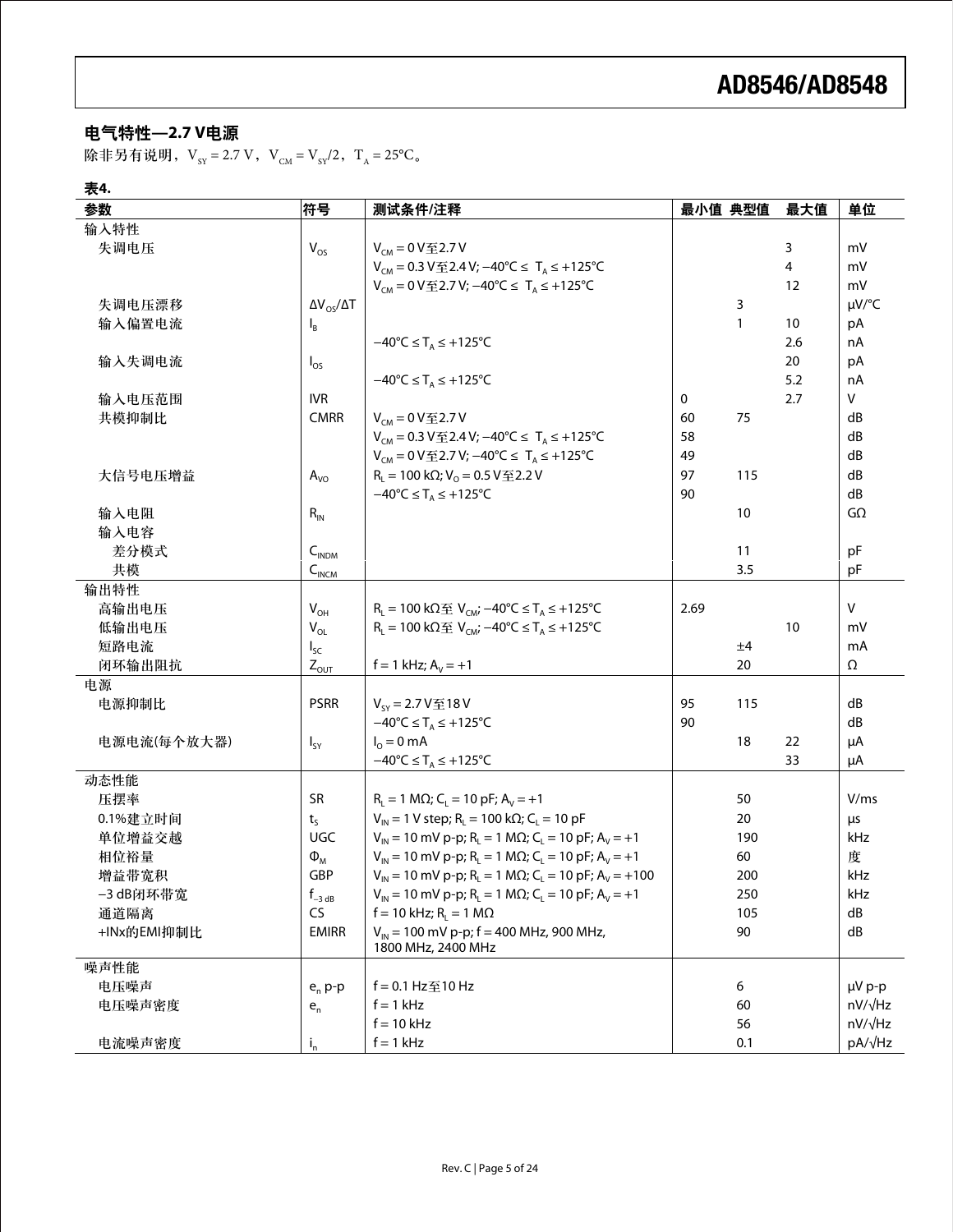## 电气特性—2.7 V电源

除非另有说明，$V_{SY}$ = 2.7 V，$V_{CM}$ = $V_{SY}$/2，$T_A$ = 25°C。

**表4.**

| 参数 | 符号 | 测试条件/注释 | 最小值 | 典型值 | 最大值 | 单位 |
|---|---|---|---|---|---|---|
| 输入特性 | | | | | | |
| 失调电压 | $V_{OS}$ | $V_{CM}$ = 0 V至2.7 V | | | 3 | mV |
| | | $V_{CM}$ = 0.3 V至2.4 V; −40°C ≤ $T_A$ ≤ +125°C | | | 4 | mV |
| | | $V_{CM}$ = 0 V至2.7 V; −40°C ≤ $T_A$ ≤ +125°C | | | 12 | mV |
| 失调电压漂移 | $\Delta V_{OS}/\Delta T$ | | | 3 | | μV/°C |
| 输入偏置电流 | $I_B$ | | | 1 | 10 | pA |
| | | −40°C ≤ $T_A$ ≤ +125°C | | | 2.6 | nA |
| 输入失调电流 | $I_{OS}$ | | | | 20 | pA |
| | | −40°C ≤ $T_A$ ≤ +125°C | | | 5.2 | nA |
| 输入电压范围 | IVR | | 0 | | 2.7 | V |
| 共模抑制比 | CMRR | $V_{CM}$ = 0 V至2.7 V | 60 | 75 | | dB |
| | | $V_{CM}$ = 0.3 V至2.4 V; −40°C ≤ $T_A$ ≤ +125°C | 58 | | | dB |
| | | $V_{CM}$ = 0 V至2.7 V; −40°C ≤ $T_A$ ≤ +125°C | 49 | | | dB |
| 大信号电压增益 | $A_{VO}$ | $R_L$ = 100 kΩ; $V_O$ = 0.5 V至2.2 V | 97 | 115 | | dB |
| | | −40°C ≤ $T_A$ ≤ +125°C | 90 | | | dB |
| 输入电阻 | $R_{IN}$ | | | 10 | | GΩ |
| 输入电容 | | | | | | |
| 差分模式 | $C_{INDM}$ | | | 11 | | pF |
| 共模 | $C_{INCM}$ | | | 3.5 | | pF |
| 输出特性 | | | | | | |
| 高输出电压 | $V_{OH}$ | $R_L$ = 100 kΩ至 $V_{CM}$; −40°C ≤ $T_A$ ≤ +125°C | 2.69 | | | V |
| 低输出电压 | $V_{OL}$ | $R_L$ = 100 kΩ至 $V_{CM}$; −40°C ≤ $T_A$ ≤ +125°C | | | 10 | mV |
| 短路电流 | $I_{SC}$ | | | ±4 | | mA |
| 闭环输出阻抗 | $Z_{OUT}$ | f = 1 kHz; $A_V$ = +1 | | 20 | | Ω |
| 电源 | | | | | | |
| 电源抑制比 | PSRR | $V_{SY}$ = 2.7 V至18 V | 95 | 115 | | dB |
| | | −40°C ≤ $T_A$ ≤ +125°C | 90 | | | dB |
| 电源电流(每个放大器) | $I_{SY}$ | $I_O$ = 0 mA | | 18 | 22 | μA |
| | | −40°C ≤ $T_A$ ≤ +125°C | | | 33 | μA |
| 动态性能 | | | | | | |
| 压摆率 | SR | $R_L$ = 1 MΩ; $C_L$ = 10 pF; $A_V$ = +1 | | 50 | | V/ms |
| 0.1%建立时间 | $t_S$ | $V_{IN}$ = 1 V step; $R_L$ = 100 kΩ; $C_L$ = 10 pF | | 20 | | μs |
| 单位增益交越 | UGC | $V_{IN}$ = 10 mV p-p; $R_L$ = 1 MΩ; $C_L$ = 10 pF; $A_V$ = +1 | | 190 | | kHz |
| 相位裕量 | $\Phi_M$ | $V_{IN}$ = 10 mV p-p; $R_L$ = 1 MΩ; $C_L$ = 10 pF; $A_V$ = +1 | | 60 | | 度 |
| 增益带宽积 | GBP | $V_{IN}$ = 10 mV p-p; $R_L$ = 1 MΩ; $C_L$ = 10 pF; $A_V$ = +100 | | 200 | | kHz |
| −3 dB闭环带宽 | $f_{-3\,dB}$ | $V_{IN}$ = 10 mV p-p; $R_L$ = 1 MΩ; $C_L$ = 10 pF; $A_V$ = +1 | | 250 | | kHz |
| 通道隔离 | CS | f = 10 kHz; $R_L$ = 1 MΩ | | 105 | | dB |
| +INx的EMI抑制比 | EMIRR | $V_{IN}$ = 100 mV p-p; f = 400 MHz, 900 MHz, 1800 MHz, 2400 MHz | | 90 | | dB |
| 噪声性能 | | | | | | |
| 电压噪声 | $e_n$ p-p | f = 0.1 Hz至10 Hz | | 6 | | μV p-p |
| 电压噪声密度 | $e_n$ | f = 1 kHz | | 60 | | nV/√Hz |
| | | f = 10 kHz | | 56 | | nV/√Hz |
| 电流噪声密度 | $i_n$ | f = 1 kHz | | 0.1 | | pA/√Hz |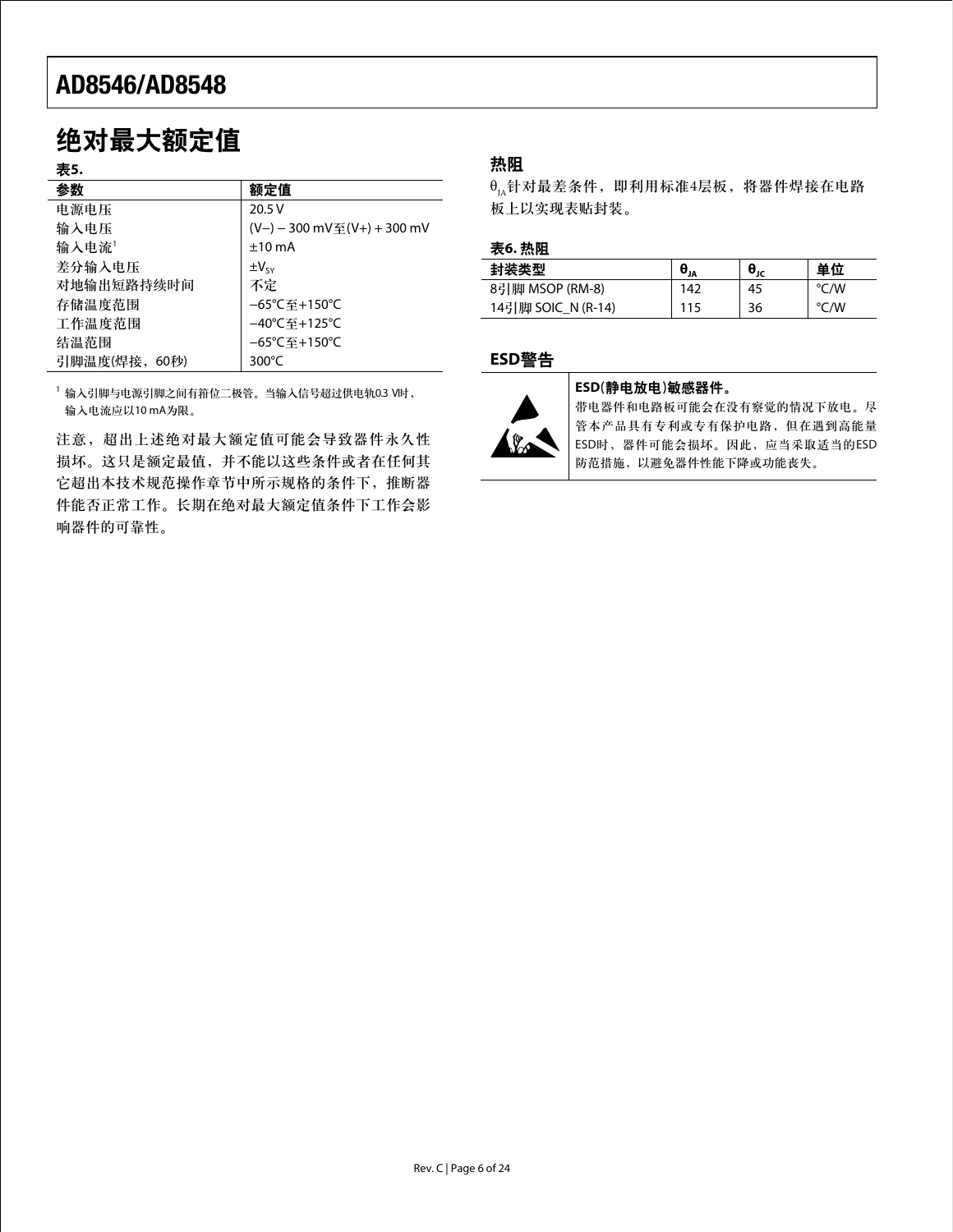## 绝对最大额定值

**表5.**

| 参数 | 额定值 |
| --- | --- |
| 电源电压 | 20.5 V |
| 输入电压 | (V−) − 300 mV至(V+) + 300 mV |
| 输入电流[1] | ±10 mA |
| 差分输入电压 | $\pm V_{SY}$ |
| 对地输出短路持续时间 | 不定 |
| 存储温度范围 | −65°C至+150°C |
| 工作温度范围 | −40°C至+125°C |
| 结温范围 | −65°C至+150°C |
| 引脚温度(焊接，60秒) | 300°C |

[1] 输入引脚与电源引脚之间有箝位二极管。当输入信号超过供电轨0.3 V时，输入电流应以10 mA为限。

注意，超出上述绝对最大额定值可能会导致器件永久性损坏。这只是额定最值，并不能以这些条件或者在任何其它超出本技术规范操作章节中所示规格的条件下，推断器件能否正常工作。长期在绝对最大额定值条件下工作会影响器件的可靠性。

### 热阻

$\theta_{JA}$针对最差条件，即利用标准4层板，将器件焊接在电路板上以实现表贴封装。

**表6. 热阻**

| 封装类型 | $\theta_{JA}$ | $\theta_{JC}$ | 单位 |
| --- | --- | --- | --- |
| 8引脚 MSOP (RM-8) | 142 | 45 | °C/W |
| 14引脚 SOIC_N (R-14) | 115 | 36 | °C/W |

### ESD警告

**ESD(静电放电)敏感器件。**

带电器件和电路板可能会在没有察觉的情况下放电。尽管本产品具有专利或专有保护电路，但在遇到高能量ESD时，器件可能会损坏。因此，应当采取适当的ESD防范措施，以避免器件性能下降或功能丧失。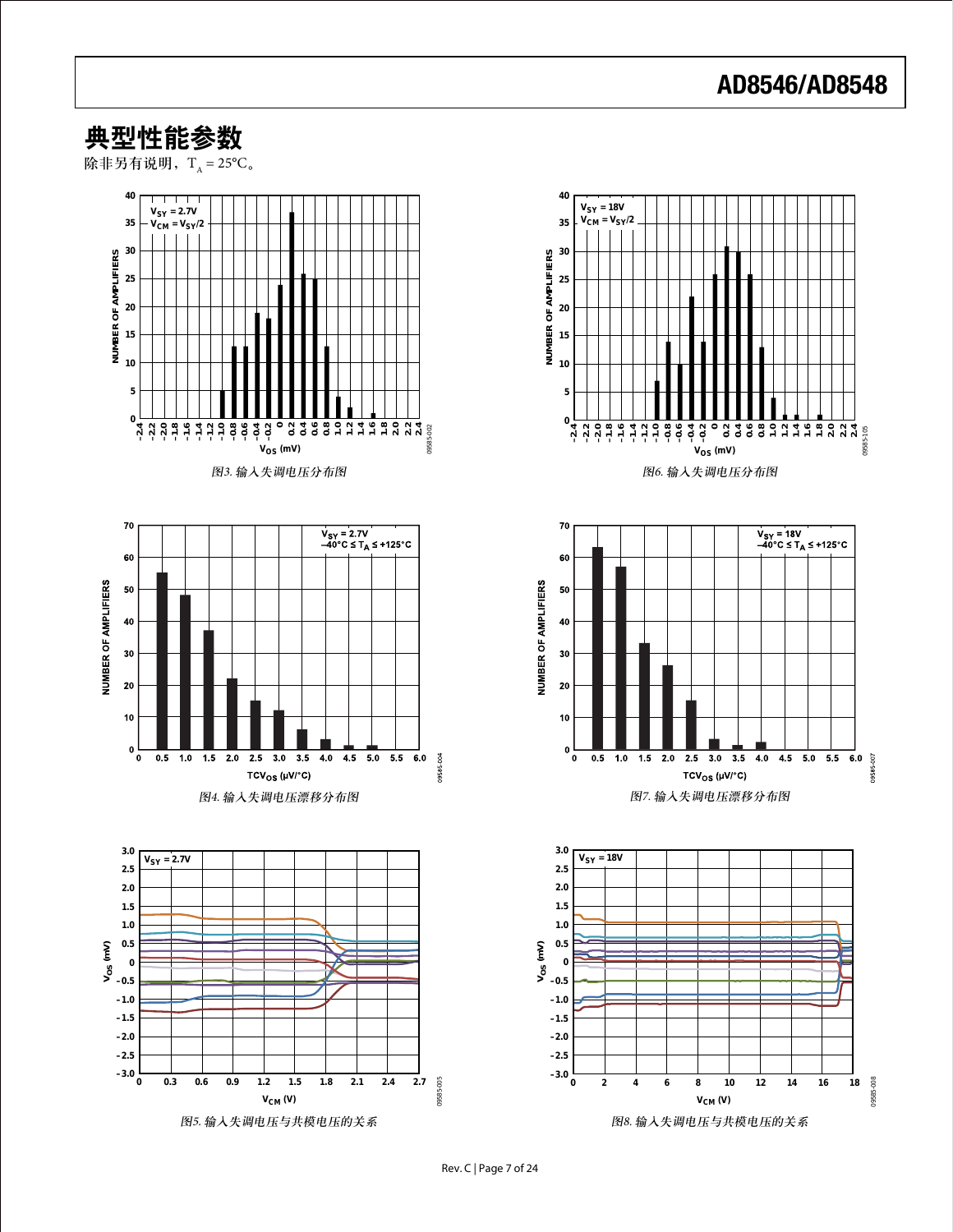# 典型性能参数

除非另有说明，$T_A = 25°C$。

图3. 输入失调电压分布图

图4. 输入失调电压漂移分布图

图5. 输入失调电压与共模电压的关系

图6. 输入失调电压分布图

图7. 输入失调电压漂移分布图

图8. 输入失调电压与共模电压的关系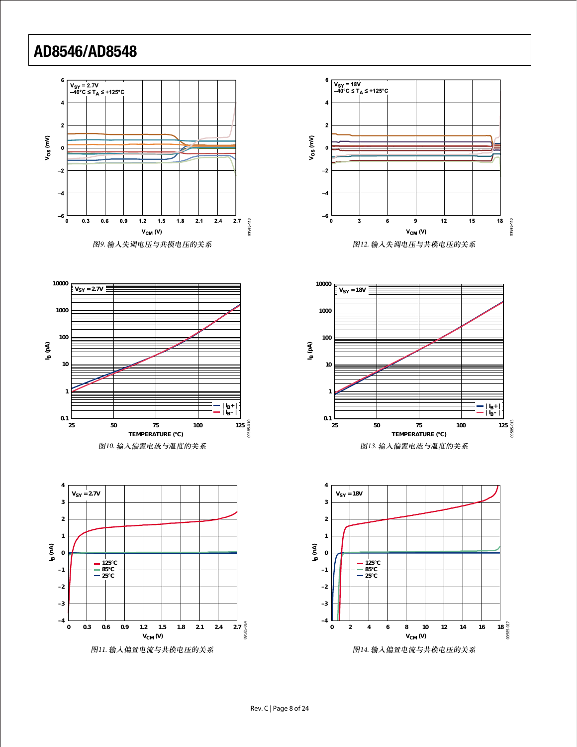图9. 输入失调电压与共模电压的关系

图10. 输入偏置电流与温度的关系

图11. 输入偏置电流与共模电压的关系

图12. 输入失调电压与共模电压的关系

图13. 输入偏置电流与温度的关系

图14. 输入偏置电流与共模电压的关系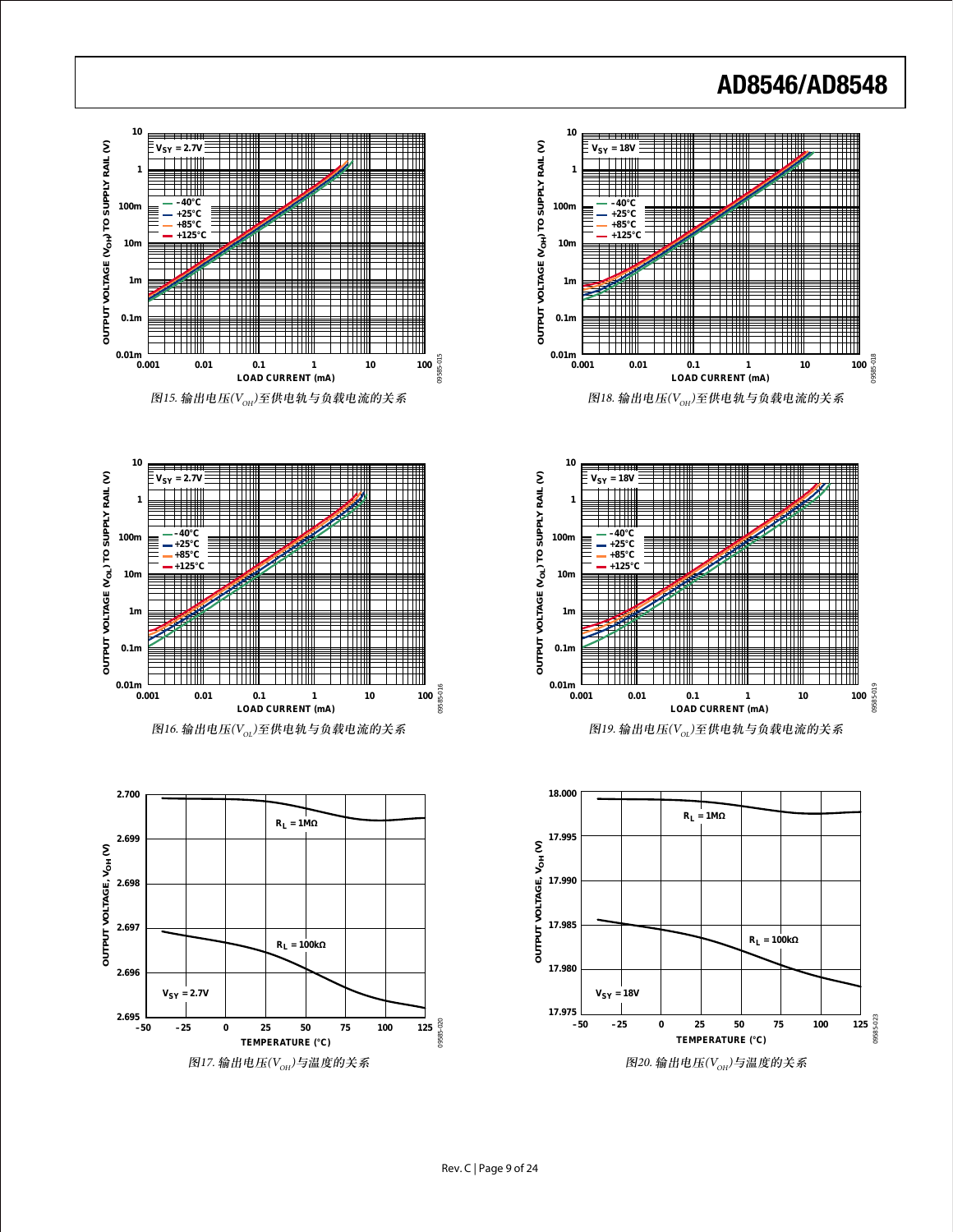图15. 输出电压($V_{OH}$)至供电电轨与负载电流的关系

图18. 输出电压($V_{OH}$)至供电电轨与负载电流的关系

图16. 输出电压($V_{OL}$)至供电电轨与负载电流的关系

图19. 输出电压($V_{OL}$)至供电电轨与负载电流的关系

图17. 输出电压($V_{OH}$)与温度的关系

图20. 输出电压($V_{OH}$)与温度的关系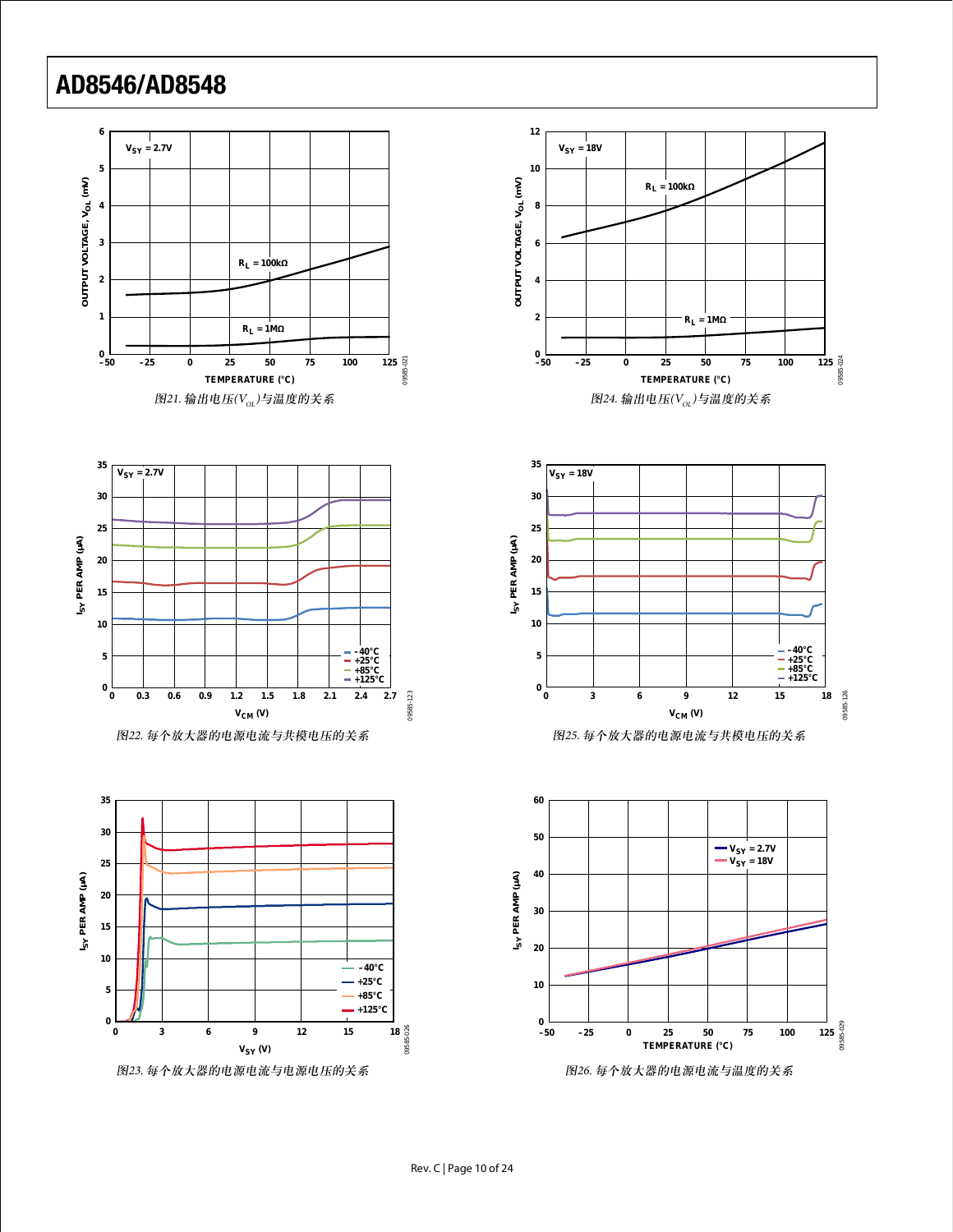图21. 输出电压($V_{OL}$)与温度的关系

图24. 输出电压($V_{OL}$)与温度的关系

图22. 每个放大器的电源电流与共模电压的关系

图25. 每个放大器的电源电流与共模电压的关系

图23. 每个放大器的电源电流与电源电压的关系

图26. 每个放大器的电源电流与温度的关系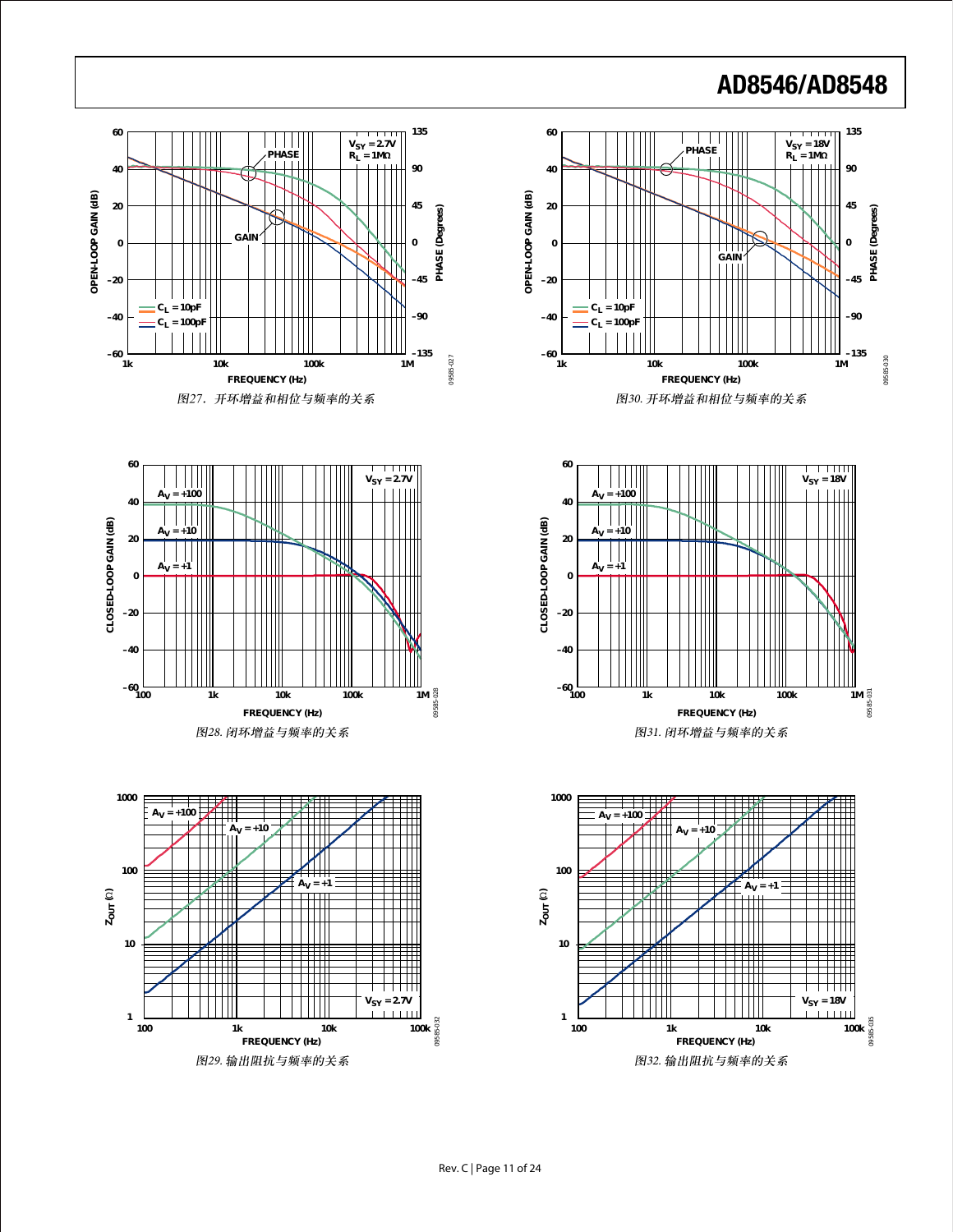$V_{SY}$ = 2.7V
$R_L$ = 1MΩ

$C_L$ = 10pF
$C_L$ = 100pF

图27. 开环增益和相位与频率的关系

$V_{SY}$ = 18V
$R_L$ = 1MΩ

$C_L$ = 10pF
$C_L$ = 100pF

图30. 开环增益和相位与频率的关系

$V_{SY}$ = 2.7V

$A_V$ = +100
$A_V$ = +10
$A_V$ = +1

图28. 闭环增益与频率的关系

$V_{SY}$ = 18V

$A_V$ = +100
$A_V$ = +10
$A_V$ = +1

图31. 闭环增益与频率的关系

$V_{SY}$ = 2.7V

$A_V$ = +100
$A_V$ = +10
$A_V$ = +1

图29. 输出阻抗与频率的关系

$V_{SY}$ = 18V

$A_V$ = +100
$A_V$ = +10
$A_V$ = +1

图32. 输出阻抗与频率的关系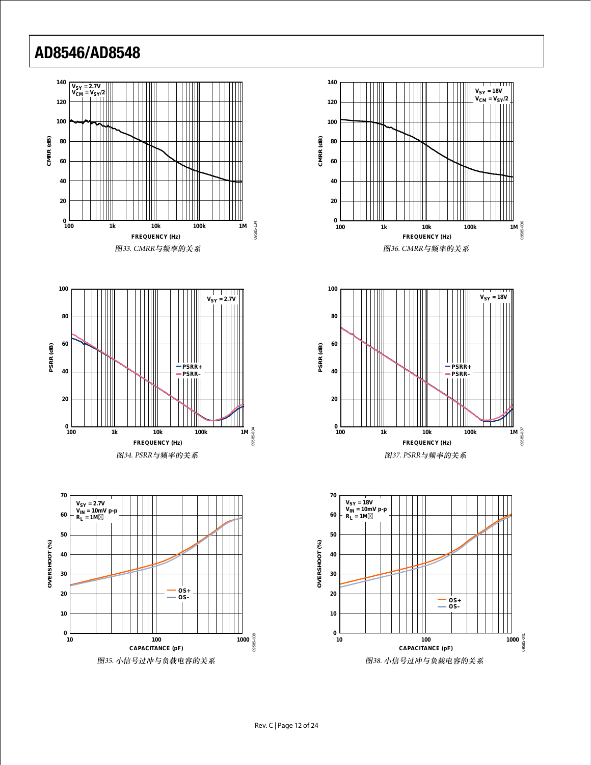图33. CMRR与频率的关系

图36. CMRR与频率的关系

图34. PSRR与频率的关系

图37. PSRR与频率的关系

图35. 小信号过冲与负载电容的关系

图38. 小信号过冲与负载电容的关系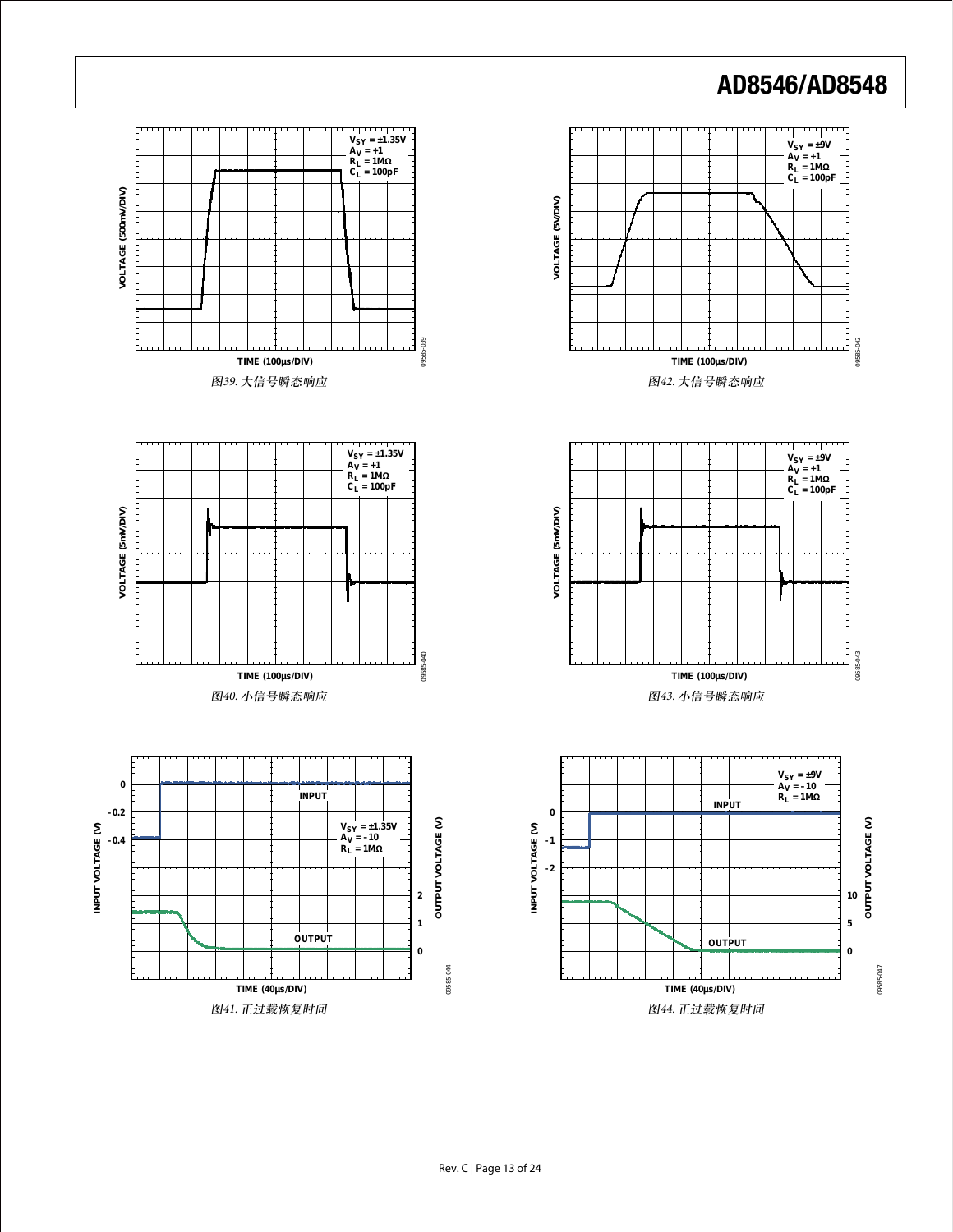图39. 大信号瞬态响应

图40. 小信号瞬态响应

图41. 正过载恢复时间

图42. 大信号瞬态响应

图43. 小信号瞬态响应

图44. 正过载恢复时间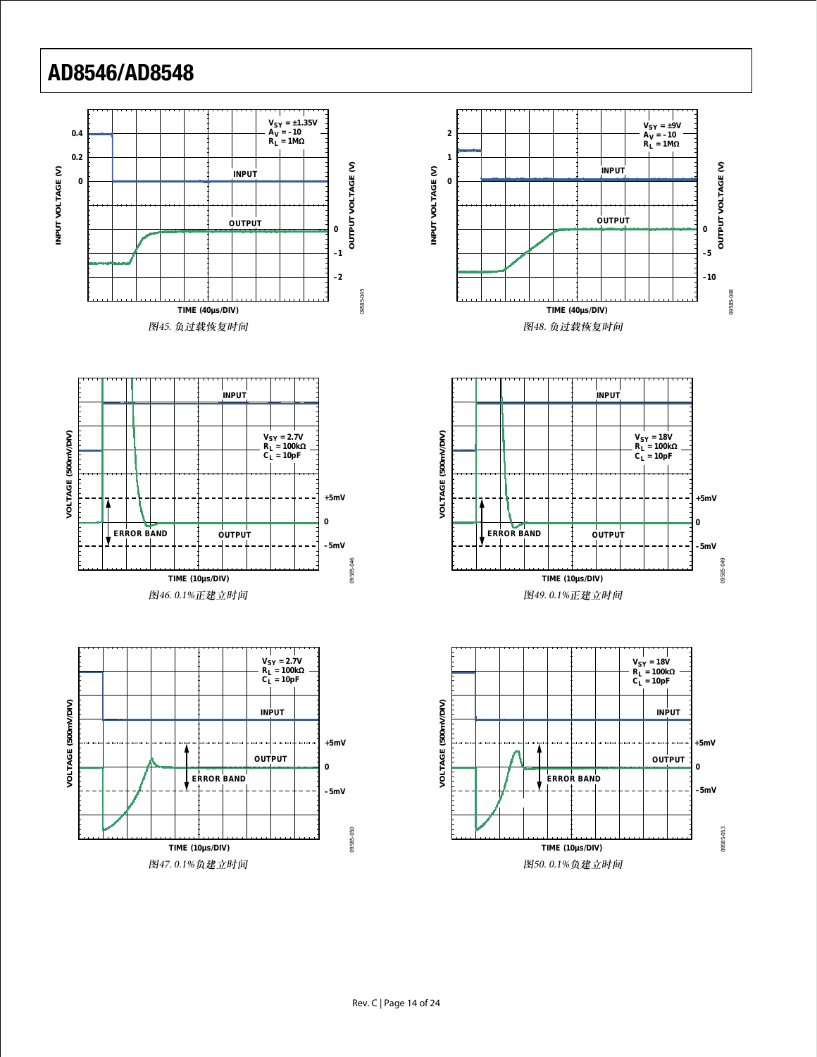图45. 负过载恢复时间

图48. 负过载恢复时间

图46. 0.1%正建立时间

图49. 0.1%正建立时间

图47. 0.1%负建立时间

图50. 0.1%负建立时间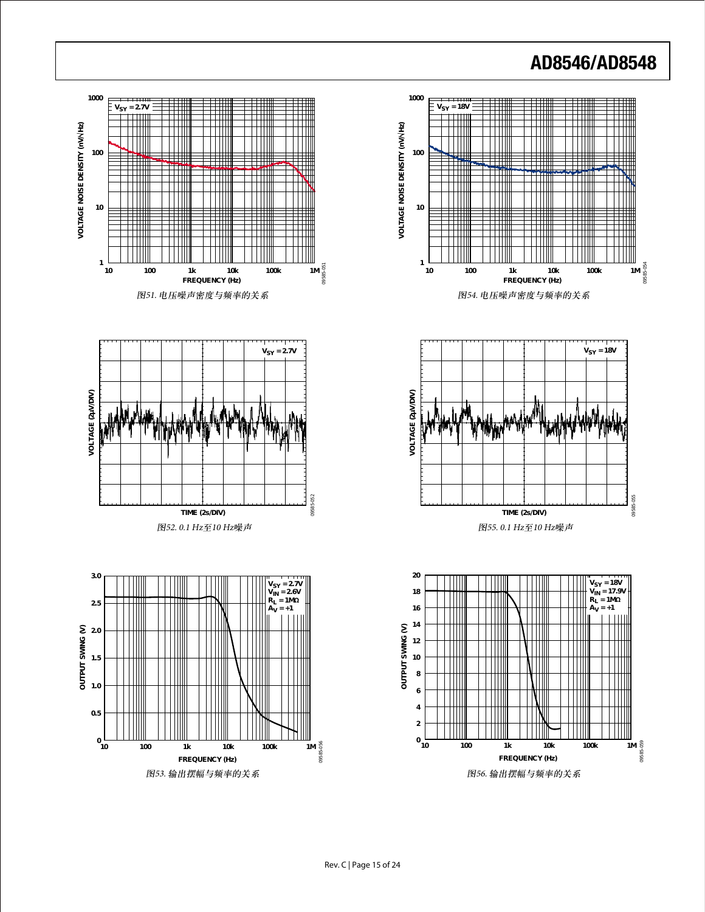图51. 电压噪声密度与频率的关系

图52. 0.1 Hz至10 Hz噪声

图53. 输出摆幅与频率的关系

图54. 电压噪声密度与频率的关系

图55. 0.1 Hz至10 Hz噪声

图56. 输出摆幅与频率的关系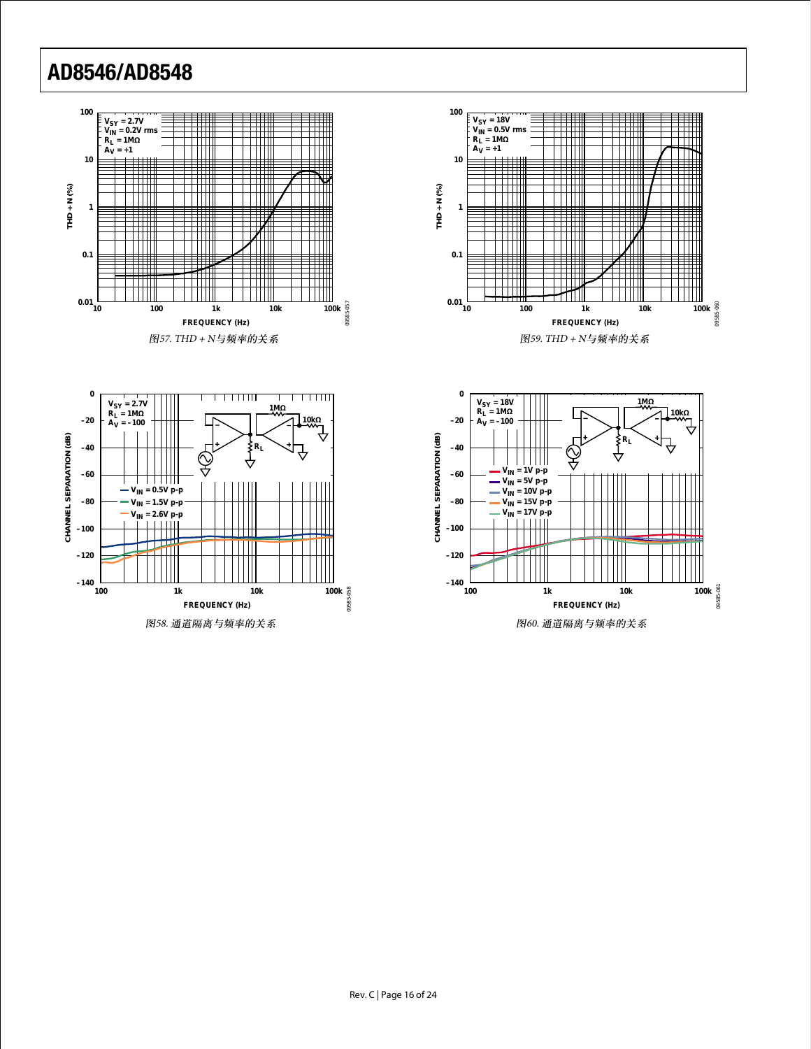图57. THD + N与频率的关系

图59. THD + N与频率的关系

图58. 通道隔离与频率的关系

图60. 通道隔离与频率的关系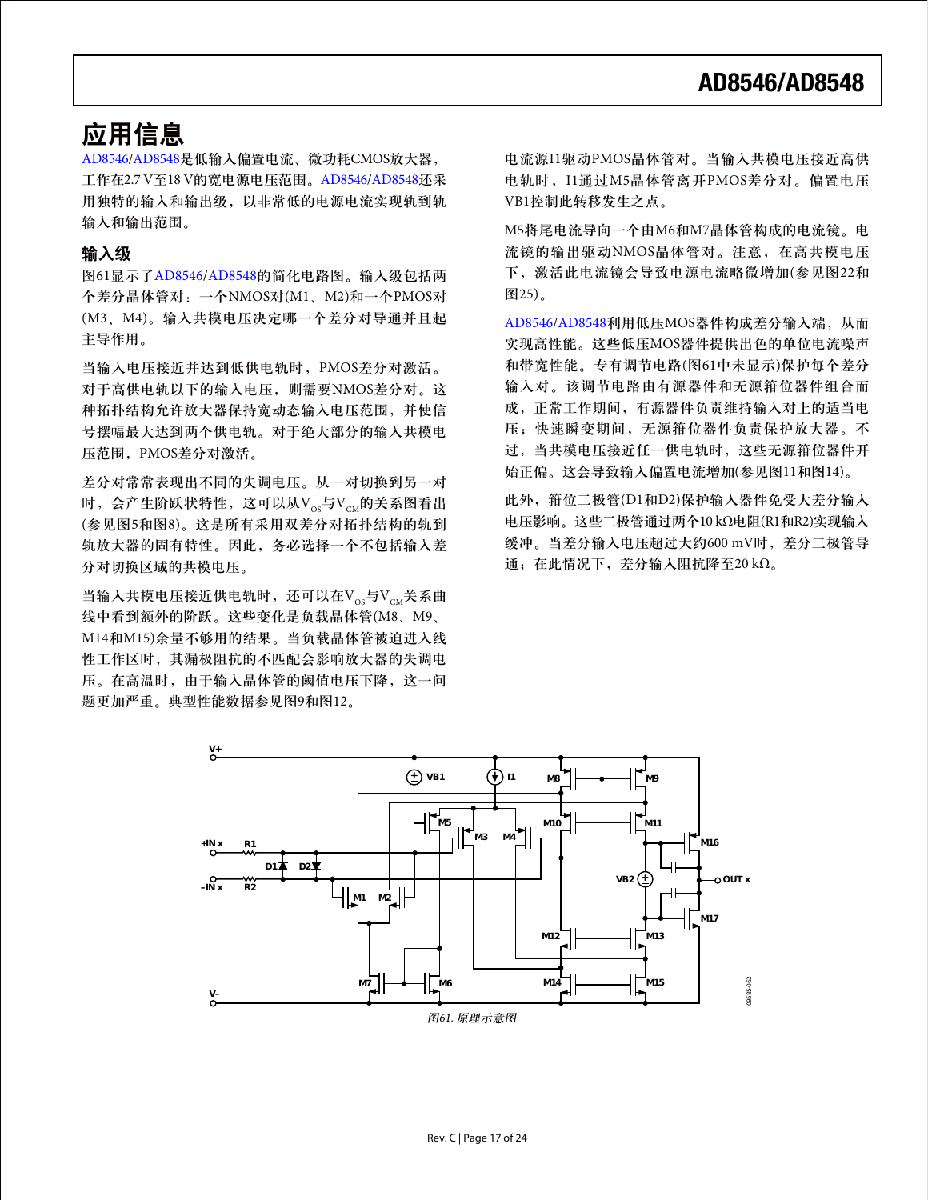## 应用信息

AD8546/AD8548是低输入偏置电流、微功耗CMOS放大器，工作在2.7 V至18 V的宽电源电压范围。AD8546/AD8548还采用独特的输入和输出级，以非常低的电源电流实现轨到轨输入和输出范围。

### 输入级

图61显示了AD8546/AD8548的简化电路图。输入级包括两个差分晶体管对：一个NMOS对(M1、M2)和一个PMOS对(M3、M4)。输入共模电压决定哪一个差分对导通并且起主导作用。

当输入电压接近并达到低供电轨时，PMOS差分对激活。对于高供电轨以下的输入电压，则需要NMOS差分对。这种拓扑结构允许放大器保持宽动态输入电压范围，并使信号摆幅最大达到两个供电轨。对于绝大部分的输入共模电压范围，PMOS差分对激活。

差分对常常表现出不同的失调电压。从一对切换到另一对时，会产生阶跃状特性，这可以从$V_{OS}$与$V_{CM}$的关系图看出(参见图5和图8)。这是所有采用双差分对拓扑结构的轨到轨放大器的固有特性。因此，务必选择一个不包括输入差分对切换区域的共模电压。

当输入共模电压接近供电轨时，还可以在$V_{OS}$与$V_{CM}$关系曲线中看到额外的阶跃。这些变化是负载晶体管(M8、M9、M14和M15)余量不够用的结果。当负载晶体管被迫进入线性工作区时，其漏极阻抗的不匹配会影响放大器的失调电压。在高温时，由于输入晶体管的阈值电压下降，这一问题更加严重。典型性能数据参见图9和图12。

电流源I1驱动PMOS晶体管对。当输入共模电压接近高供电轨时，I1通过M5晶体管离开PMOS差分对。偏置电压VB1控制此转移发生之点。

M5将尾电流导向一个由M6和M7晶体管构成的电流镜。电流镜的输出驱动NMOS晶体管对。注意，在高共模电压下，激活此电流镜会导致电源电流略微增加(参见图22和图25)。

AD8546/AD8548利用低压MOS器件构成差分输入端，从而实现高性能。这些低压MOS器件提供出色的单位电流噪声和带宽性能。专有调节电路(图61中未显示)保护每个差分输入对。该调节电路由有源器件和无源箝位器件组合而成，正常工作期间，有源器件负责维持输入对上的适当电压；快速瞬变期间，无源箝位器件负责保护放大器。不过，当共模电压接近任一供电轨时，这些无源箝位器件开始正偏。这会导致输入偏置电流增加(参见图11和图14)。

此外，箝位二极管(D1和D2)保护输入器件免受大差分输入电压影响。这些二极管通过两个10 kΩ电阻(R1和R2)实现输入缓冲。当差分输入电压超过大约600 mV时，差分二极管导通；在此情况下，差分输入阻抗降至20 kΩ。

图61. 原理示意图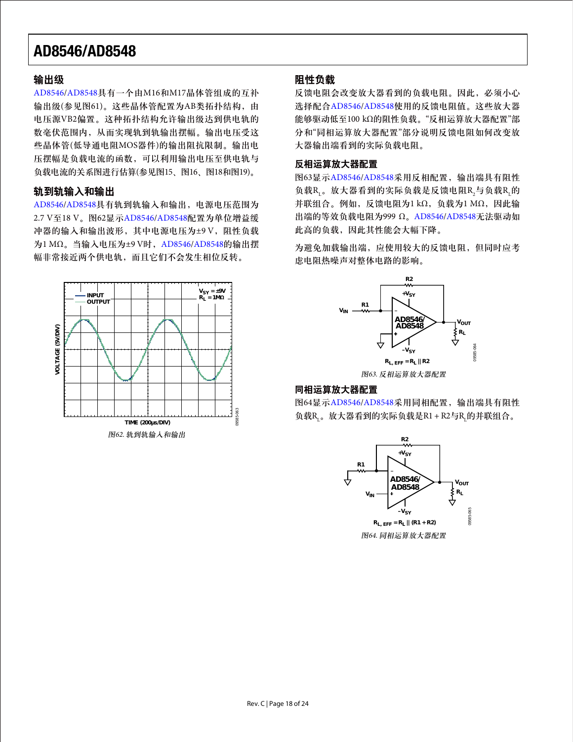## 输出级

AD8546/AD8548具有一个由M16和M17晶体管组成的互补输出级(参见图61)。这些晶体管配置为AB类拓扑结构，由电压源VB2偏置。这种拓扑结构允许输出级达到供电轨的数毫伏范围内，从而实现轨到轨输出摆幅。输出电压受这些晶体管(低导通电阻MOS器件)的输出阻抗限制。输出电压摆幅是负载电流的函数，可以利用输出电压至供电轨与负载电流的关系图进行估算(参见图15、图16、图18和图19)。

## 轨到轨输入和输出

AD8546/AD8548具有轨到轨输入和输出，电源电压范围为2.7 V至18 V。图62显示AD8546/AD8548配置为单位增益缓冲器的输入和输出波形，其中电源电压为±9 V，阻性负载为1 MΩ。当输入电压为±9 V时，AD8546/AD8548的输出摆幅非常接近两个供电轨，而且它们不会发生相位反转。

*图62. 轨到轨输入和输出*

## 阻性负载

反馈电阻会改变放大器看到的负载电阻。因此，必须小心选择配合AD8546/AD8548使用的反馈电阻值。这些放大器能够驱动低至100 kΩ的阻性负载。“反相运算放大器配置”部分和“同相运算放大器配置”部分说明反馈电阻如何改变放大器输出端看到的实际负载电阻。

## 反相运算放大器配置

图63显示AD8546/AD8548采用反相配置，输出端具有阻性负载$R_L$。放大器看到的实际负载是反馈电阻$R_2$与负载$R_L$的并联组合。例如，反馈电阻为1 kΩ，负载为1 MΩ，因此输出端的等效负载电阻为999 Ω。AD8546/AD8548无法驱动如此高的负载，因此其性能会大幅下降。

为避免加载输出端，应使用较大的反馈电阻，但同时应考虑电阻热噪声对整体电路的影响。

$R_{L,\,EFF} = R_L \,||\, R2$

*图63. 反相运算放大器配置*

## 同相运算放大器配置

图64显示AD8546/AD8548采用同相配置，输出端具有阻性负载$R_L$。放大器看到的实际负载是R1 + R2与$R_L$的并联组合。

$R_{L,\,EFF} = R_L \,||\, (R1 + R2)$

*图64. 同相运算放大器配置*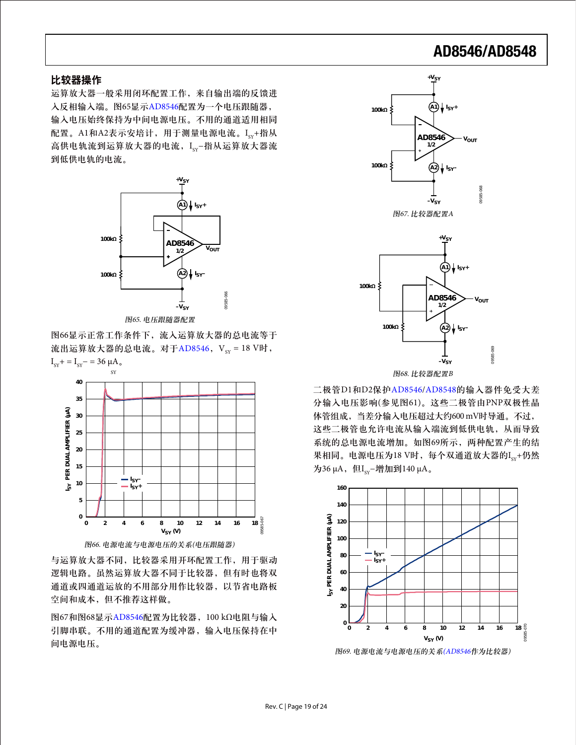## 比较器操作

运算放大器一般采用闭环配置工作，来自输出端的反馈进入反相输入端。图65显示AD8546配置为一个电压跟随器，输入电压始终保持为中间电源电压。不用的通道适用相同配置。A1和A2表示安培计，用于测量电源电流。$I_{SY}$+指从高供电轨流到运算放大器的电流，$I_{SY}$−指从运算放大器流到低供电轨的电流。

图65. 电压跟随器配置

图66显示正常工作条件下，流入运算放大器的总电流等于流出运算放大器的总电流。对于AD8546，$V_{SY}$ = 18 V时，$I_{SY}$+ = $I_{SY}$− = 36 μA。

图66. 电源电流与电源电压的关系(电压跟随器)

与运算放大器不同，比较器采用开环配置工作，用于驱动逻辑电路。虽然运算放大器不同于比较器，但有时也将双通道或四通道运放的不用部分用作比较器，以节省电路板空间和成本，但不推荐这样做。

图67和图68显示AD8546配置为比较器，100 kΩ电阻与输入引脚串联。不用的通道配置为缓冲器，输入电压保持在中间电源电压。

图67. 比较器配置A

图68. 比较器配置B

二极管D1和D2保护AD8546/AD8548的输入器件免受大差分输入电压影响(参见图61)。这些二极管由PNP双极性晶体管组成，当差分输入电压超过大约600 mV时导通。不过，这些二极管也允许电流从输入端流到低供电轨，从而导致系统的总电源电流增加。如图69所示，两种配置产生的结果相同。电源电压为18 V时，每个双通道放大器的$I_{SY}$+仍然为36 μA，但$I_{SY}$−增加到140 μA。

图69. 电源电流与电源电压的关系(AD8546作为比较器)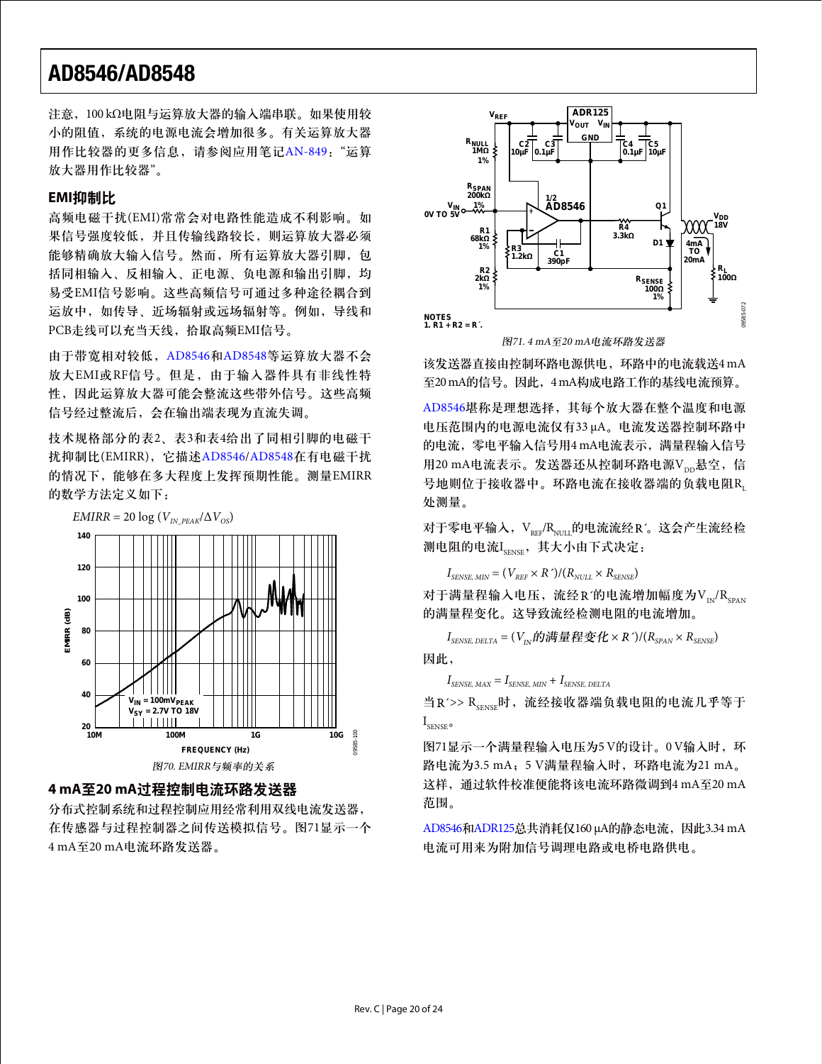注意，100 kΩ电阻与运算放大器的输入端串联。如果使用较小的阻值，系统的电源电流会增加很多。有关运算放大器用作比较器的更多信息，请参阅应用笔记AN-849："运算放大器用作比较器"。

## EMI抑制比

高频电磁干扰(EMI)常常会对电路性能造成不利影响。如果信号强度较低，并且传输线路较长，则运算放大器必须能够精确放大输入信号。然而，所有运算放大器引脚，包括同相输入、反相输入、正电源、负电源和输出引脚，均易受EMI信号影响。这些高频信号可通过多种途径耦合到运放中，如传导、近场辐射或远场辐射等。例如，导线和PCB走线可以充当天线，拾取高频EMI信号。

由于带宽相对较低，AD8546和AD8548等运算放大器不会放大EMI或RF信号。但是，由于输入器件具有非线性特性，因此运算放大器可能会整流这些带外信号。这些高频信号经过整流后，会在输出端表现为直流失调。

技术规格部分的表2、表3和表4给出了同相引脚的电磁干扰抑制比(EMIRR)，它描述AD8546/AD8548在有电磁干扰的情况下，能够在多大程度上发挥预期性能。测量EMIRR的数学方法定义如下：

$$EMIRR = 20 \log (V_{IN\_PEAK}/\Delta V_{OS})$$

图70. EMIRR与频率的关系

## 4 mA至20 mA过程控制电流环路发送器

分布式控制系统和过程控制应用经常利用双线电流发送器，在传感器与过程控制器之间传送模拟信号。图71显示一个4 mA至20 mA电流环路发送器。

图71. 4 mA至20 mA电流环路发送器

该发送器直接由控制环路电源供电，环路中的电流载送4 mA至20 mA的信号。因此，4 mA构成电路工作的基线电流预算。

AD8546堪称是理想选择，其每个放大器在整个温度和电源电压范围内的电源电流仅有33 μA。电流发送器控制环路中的电流，零电平输入信号用4 mA电流表示，满量程输入信号用20 mA电流表示。发送器还从控制环路电源$V_{DD}$悬空，信号地则位于接收器中。环路电流在接收器端的负载电阻$R_L$处测量。

对于零电平输入，$V_{REF}/R_{NULL}$的电流流经R′。这会产生流经检测电阻的电流$I_{SENSE}$，其大小由下式决定：

$$I_{SENSE,\ MIN} = (V_{REF} \times R')/(R_{NULL} \times R_{SENSE})$$

对于满量程输入电压，流经R′的电流增加幅度为$V_{IN}/R_{SPAN}$的满量程变化。这导致流经检测电阻的电流增加。

$$I_{SENSE,\ DELTA} = (V_{IN}\text{的满量程变化} \times R')/(R_{SPAN} \times R_{SENSE})$$

因此，

$$I_{SENSE,\ MAX} = I_{SENSE,\ MIN} + I_{SENSE,\ DELTA}$$

当R′>> $R_{SENSE}$时，流经接收器端负载电阻的电流几乎等于$I_{SENSE}$。

图71显示一个满量程输入电压为5 V的设计。0 V输入时，环路电流为3.5 mA；5 V满量程输入时，环路电流为21 mA。这样，通过软件校准便能将该电流环路微调到4 mA至20 mA范围。

AD8546和ADR125总共消耗仅160 μA的静态电流，因此3.34 mA电流可用来为附加信号调理电路或电桥电路供电。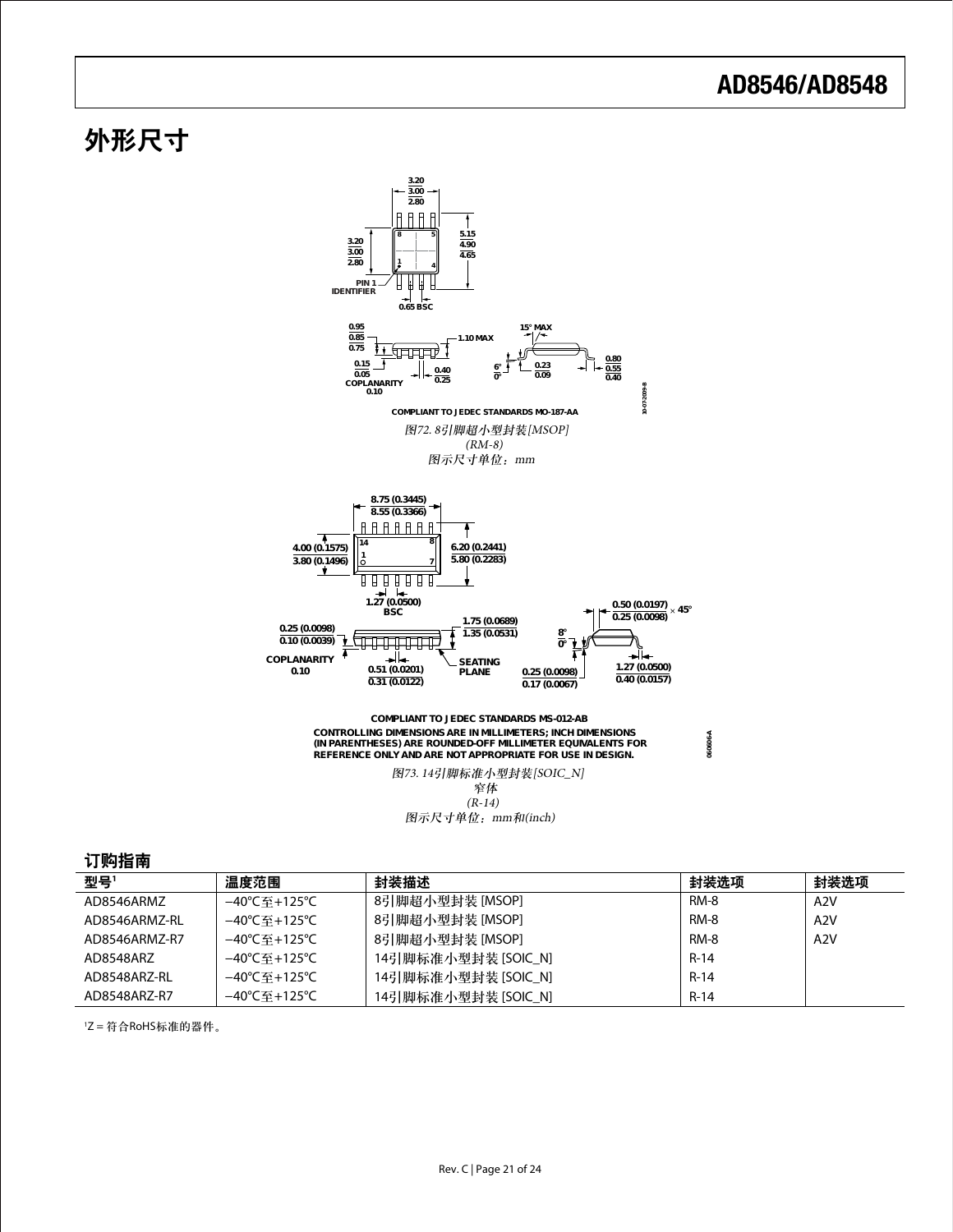# 外形尺寸

COMPLIANT TO JEDEC STANDARDS MO-187-AA

图72. 8引脚超小型封装[MSOP]
(RM-8)
图示尺寸单位：mm

COMPLIANT TO JEDEC STANDARDS MS-012-AB
CONTROLLING DIMENSIONS ARE IN MILLIMETERS; INCH DIMENSIONS (IN PARENTHESES) ARE ROUNDED-OFF MILLIMETER EQUIVALENTS FOR REFERENCE ONLY AND ARE NOT APPROPRIATE FOR USE IN DESIGN.

图73. 14引脚标准小型封装[SOIC_N]
窄体
(R-14)
图示尺寸单位：mm和(inch)

## 订购指南

| 型号[1] | 温度范围 | 封装描述 | 封装选项 | 封装选项 |
|---|---|---|---|---|
| AD8546ARMZ | −40°C至+125°C | 8引脚超小型封装 [MSOP] | RM-8 | A2V |
| AD8546ARMZ-RL | −40°C至+125°C | 8引脚超小型封装 [MSOP] | RM-8 | A2V |
| AD8546ARMZ-R7 | −40°C至+125°C | 8引脚超小型封装 [MSOP] | RM-8 | A2V |
| AD8548ARZ | −40°C至+125°C | 14引脚标准小型封装 [SOIC_N] | R-14 | |
| AD8548ARZ-RL | −40°C至+125°C | 14引脚标准小型封装 [SOIC_N] | R-14 | |
| AD8548ARZ-R7 | −40°C至+125°C | 14引脚标准小型封装 [SOIC_N] | R-14 | |

[1] Z = 符合RoHS标准的器件。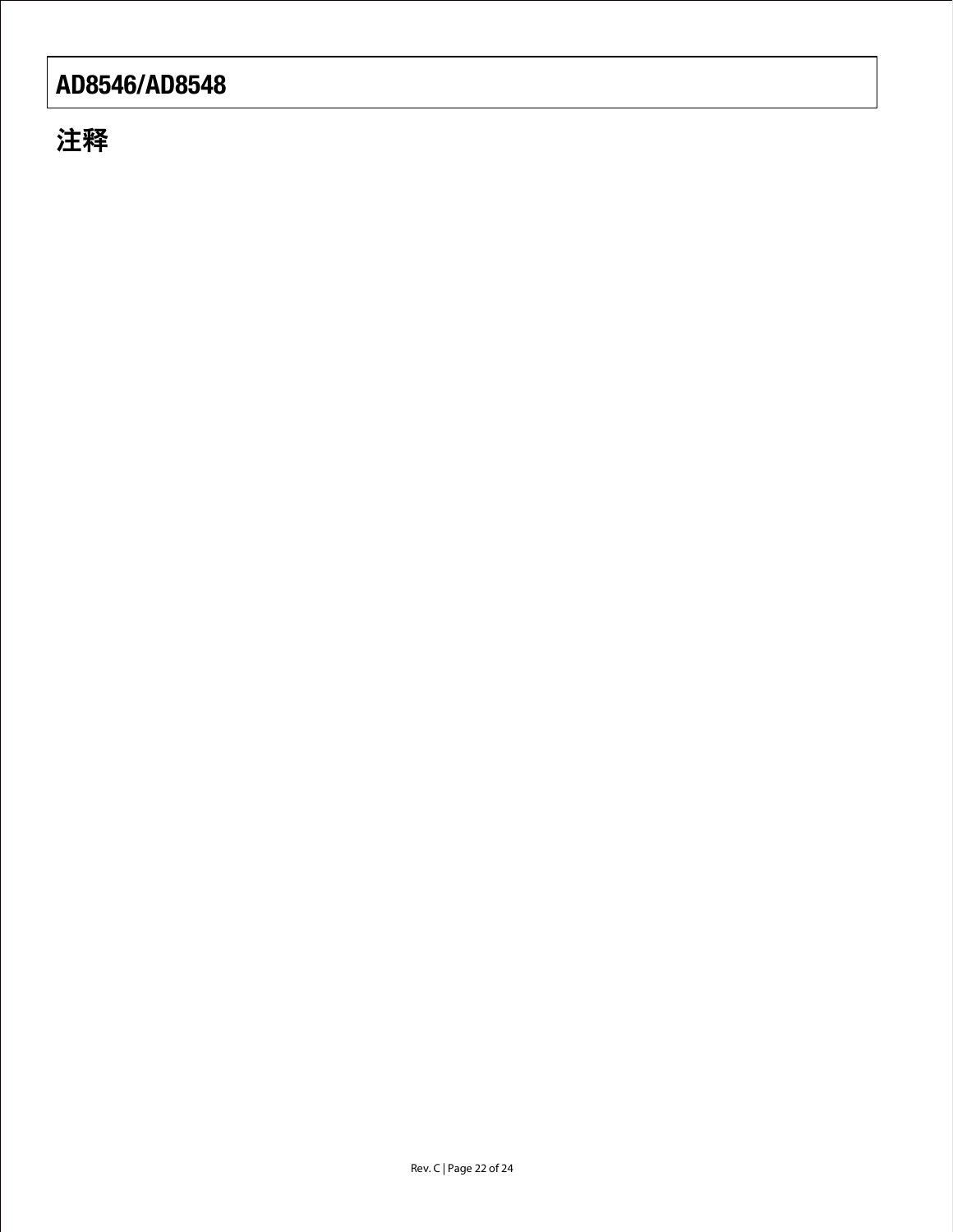## 注释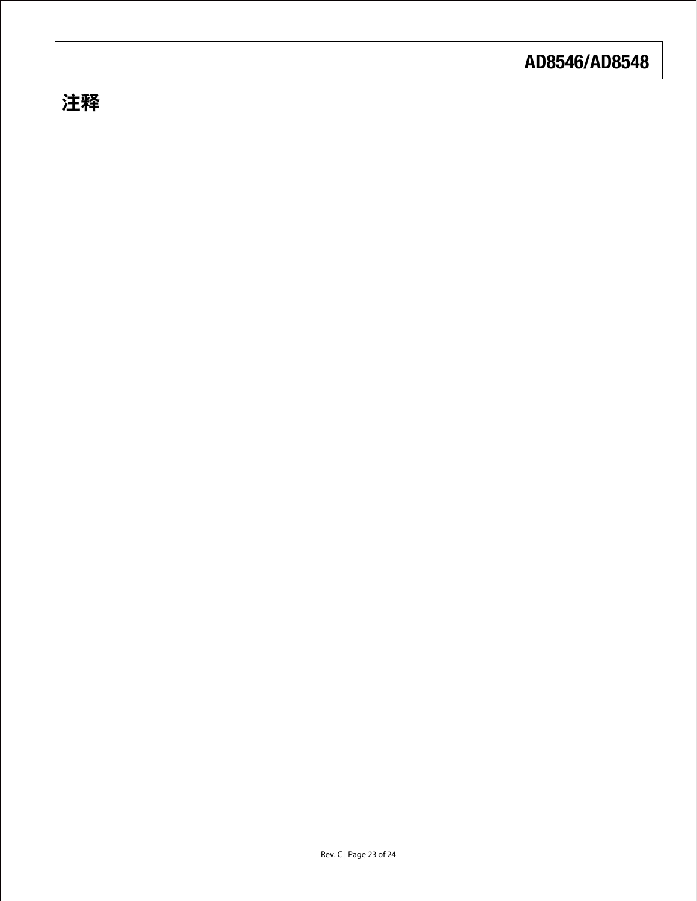# 注释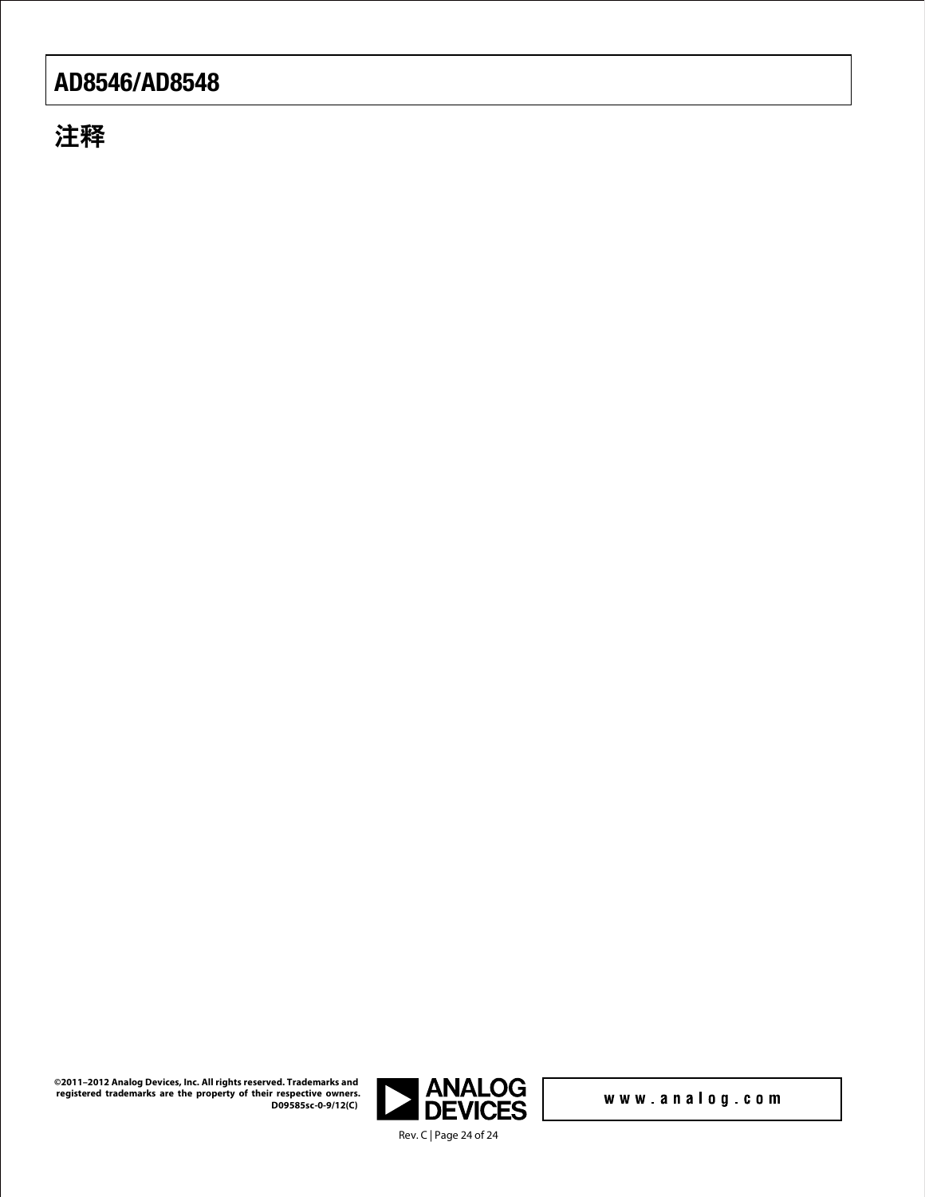## 注释

©2011–2012 Analog Devices, Inc. All rights reserved. Trademarks and registered trademarks are the property of their respective owners.
D09585sc-0-9/12(C)

www.analog.com